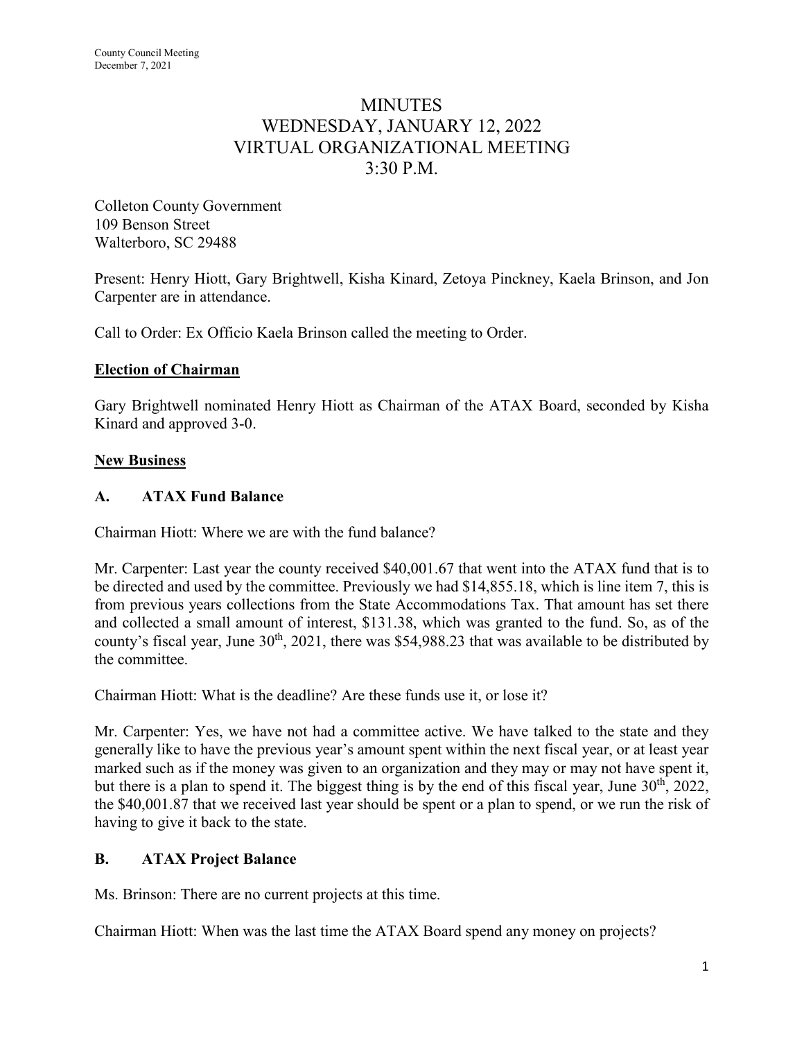# MINUTES
# WEDNESDAY, JANUARY 12, 2022
# VIRTUAL ORGANIZATIONAL MEETING
# 3:30 P.M.

Colleton County Government
109 Benson Street
Walterboro, SC 29488

Present: Henry Hiott, Gary Brightwell, Kisha Kinard, Zetoya Pinckney, Kaela Brinson, and Jon Carpenter are in attendance.

Call to Order: Ex Officio Kaela Brinson called the meeting to Order.

**Election of Chairman**

Gary Brightwell nominated Henry Hiott as Chairman of the ATAX Board, seconded by Kisha Kinard and approved 3-0.

**New Business**

### A. ATAX Fund Balance

Chairman Hiott: Where we are with the fund balance?

Mr. Carpenter: Last year the county received $40,001.67 that went into the ATAX fund that is to be directed and used by the committee. Previously we had $14,855.18, which is line item 7, this is from previous years collections from the State Accommodations Tax. That amount has set there and collected a small amount of interest, $131.38, which was granted to the fund. So, as of the county's fiscal year, June 30th, 2021, there was $54,988.23 that was available to be distributed by the committee.

Chairman Hiott: What is the deadline? Are these funds use it, or lose it?

Mr. Carpenter: Yes, we have not had a committee active. We have talked to the state and they generally like to have the previous year's amount spent within the next fiscal year, or at least year marked such as if the money was given to an organization and they may or may not have spent it, but there is a plan to spend it. The biggest thing is by the end of this fiscal year, June 30th, 2022, the $40,001.87 that we received last year should be spent or a plan to spend, or we run the risk of having to give it back to the state.

### B. ATAX Project Balance

Ms. Brinson: There are no current projects at this time.

Chairman Hiott: When was the last time the ATAX Board spend any money on projects?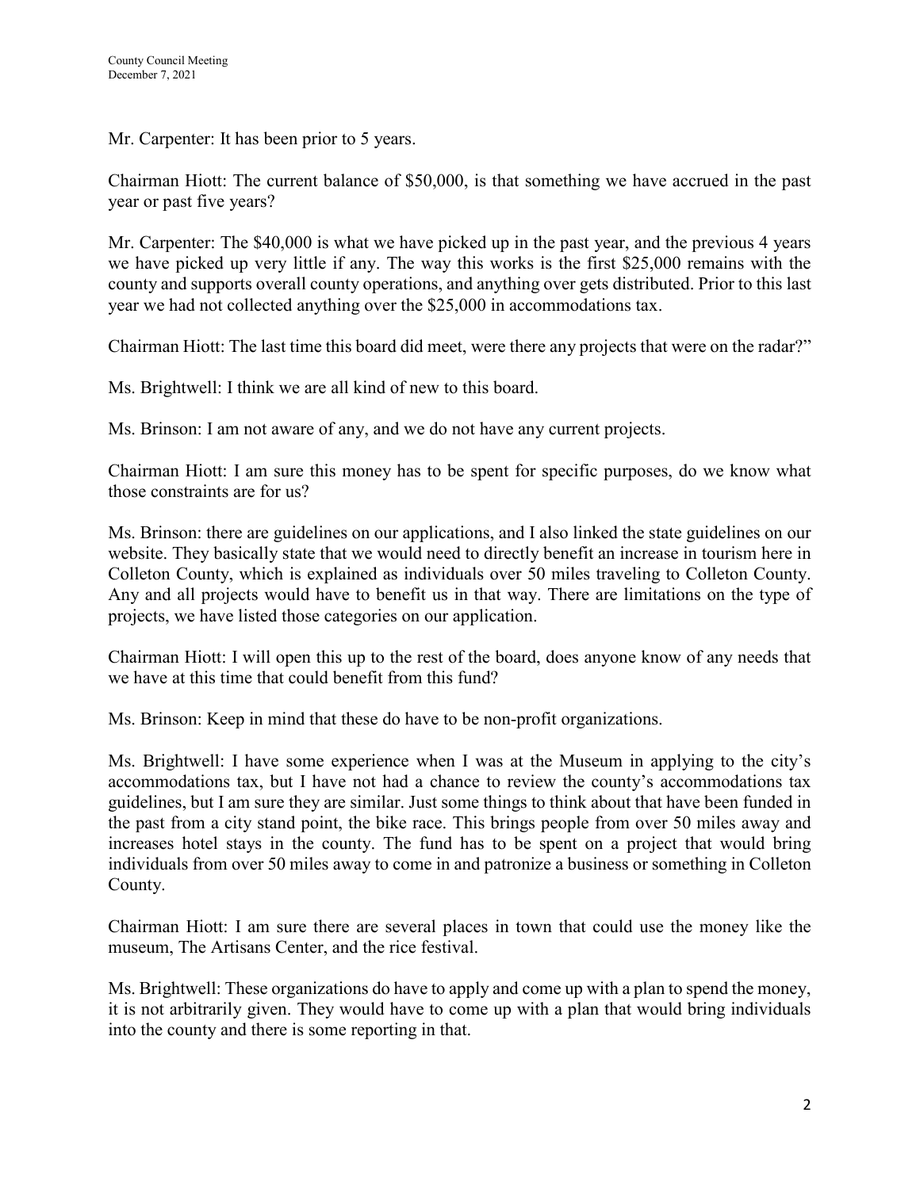Mr. Carpenter: It has been prior to 5 years.

Chairman Hiott: The current balance of $50,000, is that something we have accrued in the past year or past five years?

Mr. Carpenter: The $40,000 is what we have picked up in the past year, and the previous 4 years we have picked up very little if any. The way this works is the first $25,000 remains with the county and supports overall county operations, and anything over gets distributed. Prior to this last year we had not collected anything over the $25,000 in accommodations tax.

Chairman Hiott: The last time this board did meet, were there any projects that were on the radar?"

Ms. Brightwell: I think we are all kind of new to this board.

Ms. Brinson: I am not aware of any, and we do not have any current projects.

Chairman Hiott: I am sure this money has to be spent for specific purposes, do we know what those constraints are for us?

Ms. Brinson: there are guidelines on our applications, and I also linked the state guidelines on our website. They basically state that we would need to directly benefit an increase in tourism here in Colleton County, which is explained as individuals over 50 miles traveling to Colleton County. Any and all projects would have to benefit us in that way. There are limitations on the type of projects, we have listed those categories on our application.

Chairman Hiott: I will open this up to the rest of the board, does anyone know of any needs that we have at this time that could benefit from this fund?

Ms. Brinson: Keep in mind that these do have to be non-profit organizations.

Ms. Brightwell: I have some experience when I was at the Museum in applying to the city's accommodations tax, but I have not had a chance to review the county's accommodations tax guidelines, but I am sure they are similar. Just some things to think about that have been funded in the past from a city stand point, the bike race. This brings people from over 50 miles away and increases hotel stays in the county. The fund has to be spent on a project that would bring individuals from over 50 miles away to come in and patronize a business or something in Colleton County.

Chairman Hiott: I am sure there are several places in town that could use the money like the museum, The Artisans Center, and the rice festival.

Ms. Brightwell: These organizations do have to apply and come up with a plan to spend the money, it is not arbitrarily given. They would have to come up with a plan that would bring individuals into the county and there is some reporting in that.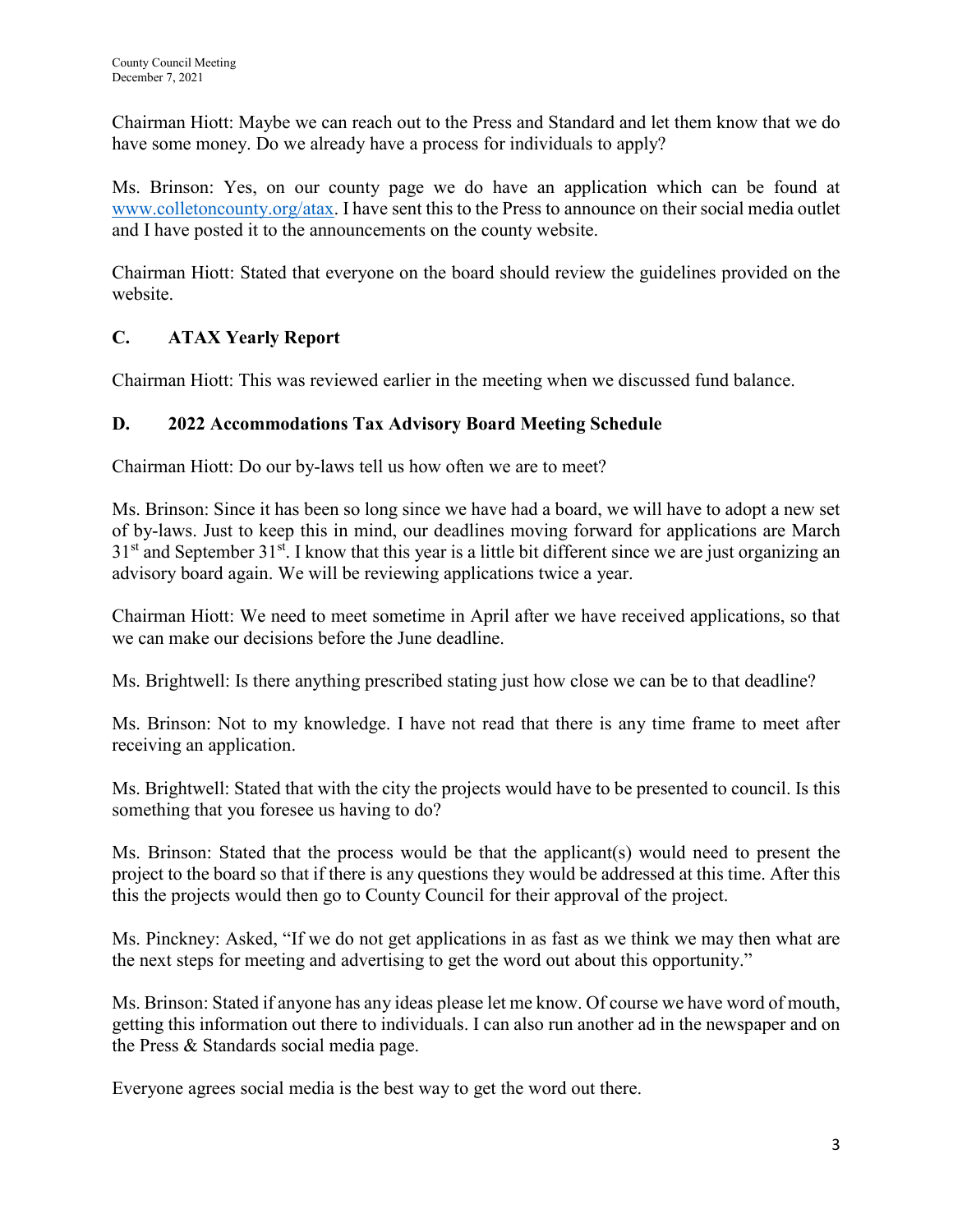Chairman Hiott: Maybe we can reach out to the Press and Standard and let them know that we do have some money. Do we already have a process for individuals to apply?

Ms. Brinson: Yes, on our county page we do have an application which can be found at www.colletoncounty.org/atax. I have sent this to the Press to announce on their social media outlet and I have posted it to the announcements on the county website.

Chairman Hiott: Stated that everyone on the board should review the guidelines provided on the website.

## C. ATAX Yearly Report

Chairman Hiott: This was reviewed earlier in the meeting when we discussed fund balance.

## D. 2022 Accommodations Tax Advisory Board Meeting Schedule

Chairman Hiott: Do our by-laws tell us how often we are to meet?

Ms. Brinson: Since it has been so long since we have had a board, we will have to adopt a new set of by-laws. Just to keep this in mind, our deadlines moving forward for applications are March 31st and September 31st. I know that this year is a little bit different since we are just organizing an advisory board again. We will be reviewing applications twice a year.

Chairman Hiott: We need to meet sometime in April after we have received applications, so that we can make our decisions before the June deadline.

Ms. Brightwell: Is there anything prescribed stating just how close we can be to that deadline?

Ms. Brinson: Not to my knowledge. I have not read that there is any time frame to meet after receiving an application.

Ms. Brightwell: Stated that with the city the projects would have to be presented to council. Is this something that you foresee us having to do?

Ms. Brinson: Stated that the process would be that the applicant(s) would need to present the project to the board so that if there is any questions they would be addressed at this time. After this this the projects would then go to County Council for their approval of the project.

Ms. Pinckney: Asked, "If we do not get applications in as fast as we think we may then what are the next steps for meeting and advertising to get the word out about this opportunity."

Ms. Brinson: Stated if anyone has any ideas please let me know. Of course we have word of mouth, getting this information out there to individuals. I can also run another ad in the newspaper and on the Press & Standards social media page.

Everyone agrees social media is the best way to get the word out there.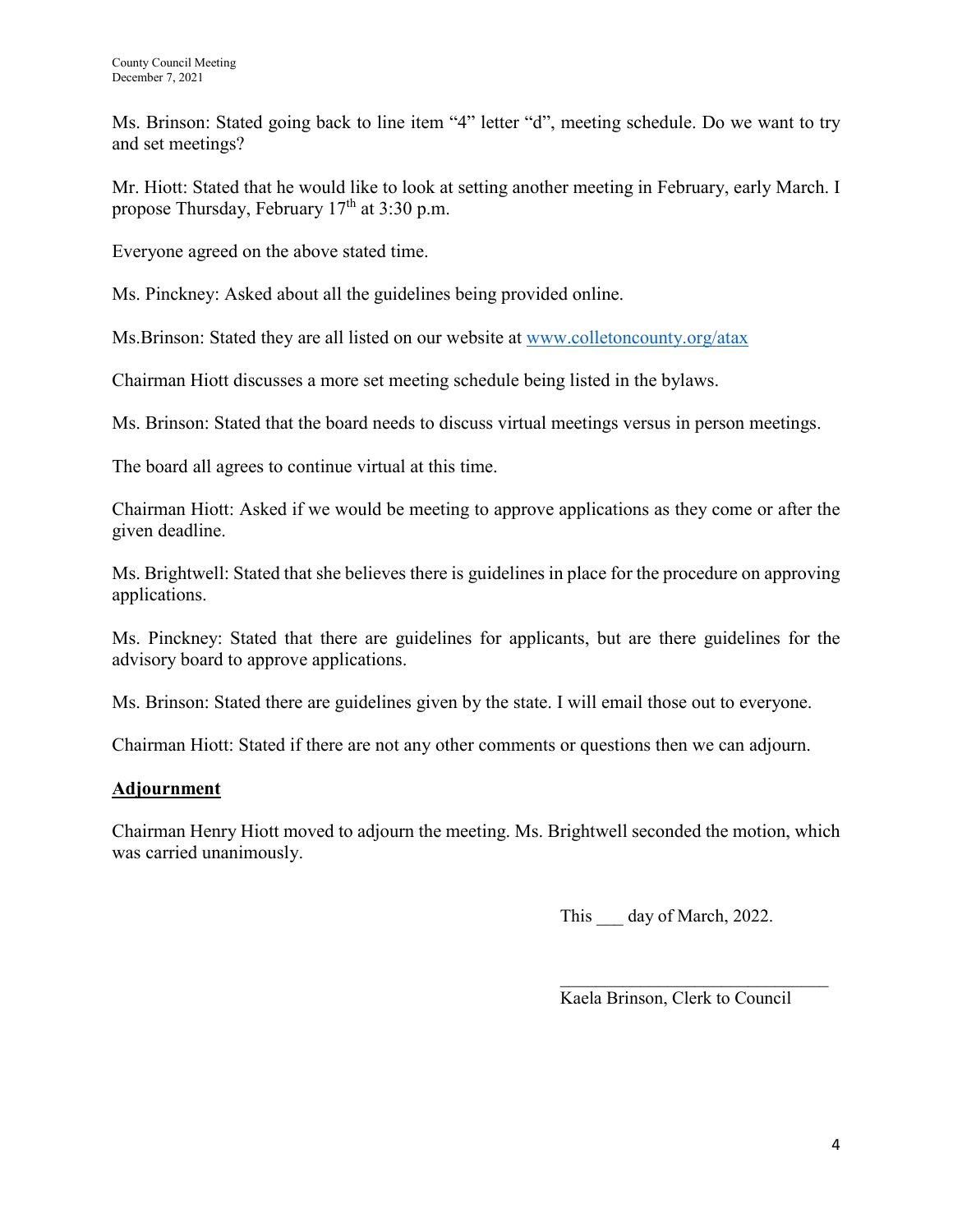Ms. Brinson: Stated going back to line item "4" letter "d", meeting schedule. Do we want to try and set meetings?

Mr. Hiott: Stated that he would like to look at setting another meeting in February, early March. I propose Thursday, February 17th at 3:30 p.m.

Everyone agreed on the above stated time.

Ms. Pinckney: Asked about all the guidelines being provided online.

Ms.Brinson: Stated they are all listed on our website at www.colletoncounty.org/atax

Chairman Hiott discusses a more set meeting schedule being listed in the bylaws.

Ms. Brinson: Stated that the board needs to discuss virtual meetings versus in person meetings.

The board all agrees to continue virtual at this time.

Chairman Hiott: Asked if we would be meeting to approve applications as they come or after the given deadline.

Ms. Brightwell: Stated that she believes there is guidelines in place for the procedure on approving applications.

Ms. Pinckney: Stated that there are guidelines for applicants, but are there guidelines for the advisory board to approve applications.

Ms. Brinson: Stated there are guidelines given by the state. I will email those out to everyone.

Chairman Hiott: Stated if there are not any other comments or questions then we can adjourn.

## Adjournment

Chairman Henry Hiott moved to adjourn the meeting. Ms. Brightwell seconded the motion, which was carried unanimously.

This ___ day of March, 2022.

_______________________________
Kaela Brinson, Clerk to Council